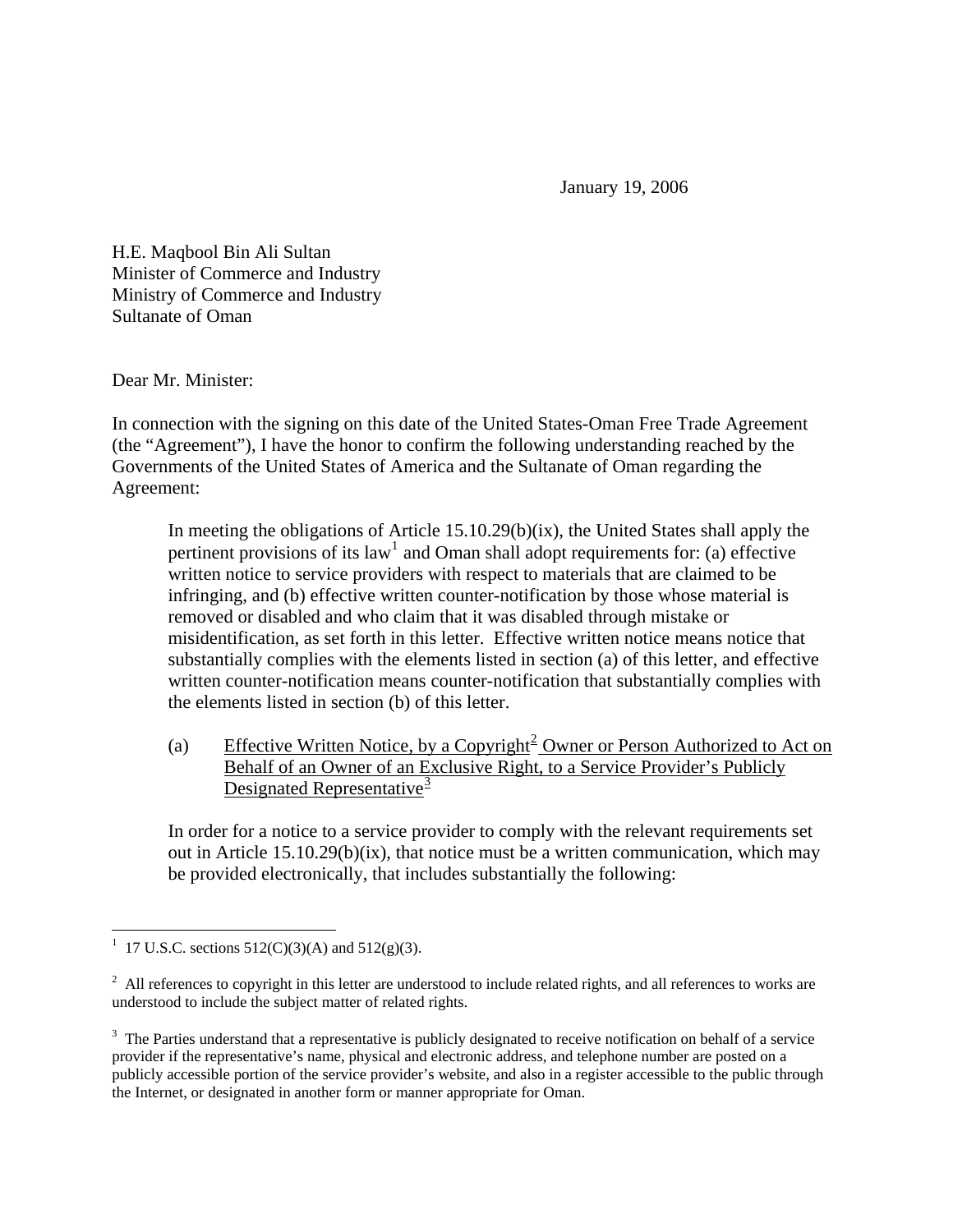January 19, 2006

H.E. Maqbool Bin Ali Sultan
Minister of Commerce and Industry
Ministry of Commerce and Industry
Sultanate of Oman

Dear Mr. Minister:

In connection with the signing on this date of the United States-Oman Free Trade Agreement (the "Agreement"), I have the honor to confirm the following understanding reached by the Governments of the United States of America and the Sultanate of Oman regarding the Agreement:

> In meeting the obligations of Article 15.10.29(b)(ix), the United States shall apply the pertinent provisions of its law[1] and Oman shall adopt requirements for: (a) effective written notice to service providers with respect to materials that are claimed to be infringing, and (b) effective written counter-notification by those whose material is removed or disabled and who claim that it was disabled through mistake or misidentification, as set forth in this letter. Effective written notice means notice that substantially complies with the elements listed in section (a) of this letter, and effective written counter-notification means counter-notification that substantially complies with the elements listed in section (b) of this letter.
>
> (a) <u>Effective Written Notice, by a Copyright[2] Owner or Person Authorized to Act on Behalf of an Owner of an Exclusive Right, to a Service Provider's Publicly Designated Representative[3]</u>
>
> In order for a notice to a service provider to comply with the relevant requirements set out in Article 15.10.29(b)(ix), that notice must be a written communication, which may be provided electronically, that includes substantially the following:

---

[1] 17 U.S.C. sections 512(C)(3)(A) and 512(g)(3).

[2] All references to copyright in this letter are understood to include related rights, and all references to works are understood to include the subject matter of related rights.

[3] The Parties understand that a representative is publicly designated to receive notification on behalf of a service provider if the representative's name, physical and electronic address, and telephone number are posted on a publicly accessible portion of the service provider's website, and also in a register accessible to the public through the Internet, or designated in another form or manner appropriate for Oman.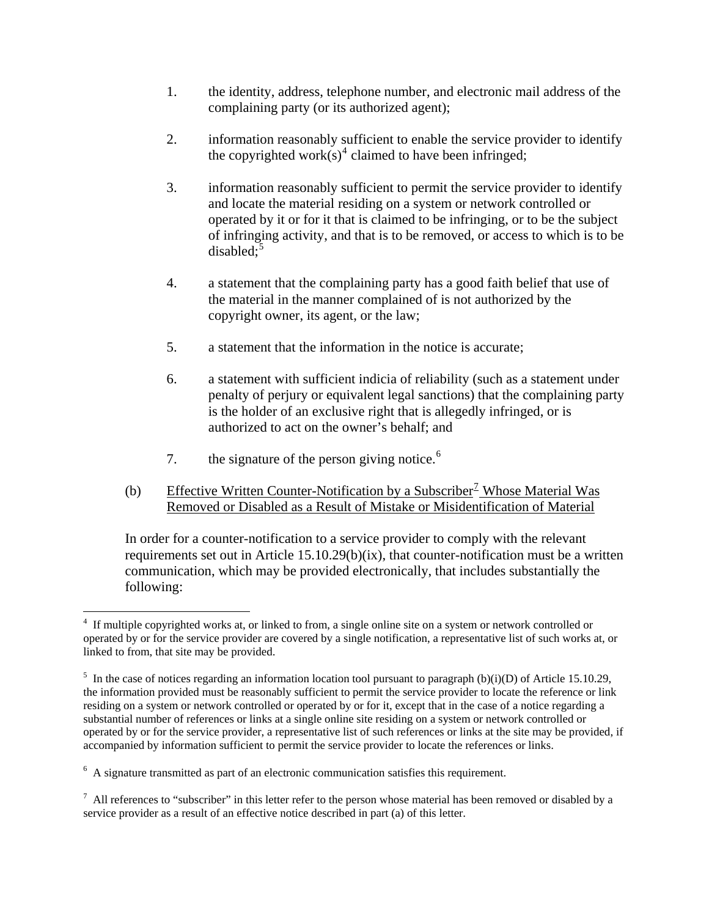1. the identity, address, telephone number, and electronic mail address of the complaining party (or its authorized agent);

2. information reasonably sufficient to enable the service provider to identify the copyrighted work(s)[4] claimed to have been infringed;

3. information reasonably sufficient to permit the service provider to identify and locate the material residing on a system or network controlled or operated by it or for it that is claimed to be infringing, or to be the subject of infringing activity, and that is to be removed, or access to which is to be disabled;[5]

4. a statement that the complaining party has a good faith belief that use of the material in the manner complained of is not authorized by the copyright owner, its agent, or the law;

5. a statement that the information in the notice is accurate;

6. a statement with sufficient indicia of reliability (such as a statement under penalty of perjury or equivalent legal sanctions) that the complaining party is the holder of an exclusive right that is allegedly infringed, or is authorized to act on the owner's behalf; and

7. the signature of the person giving notice.[6]

(b) <u>Effective Written Counter-Notification by a Subscriber[7] Whose Material Was Removed or Disabled as a Result of Mistake or Misidentification of Material</u>

In order for a counter-notification to a service provider to comply with the relevant requirements set out in Article 15.10.29(b)(ix), that counter-notification must be a written communication, which may be provided electronically, that includes substantially the following:

---

[4] If multiple copyrighted works at, or linked to from, a single online site on a system or network controlled or operated by or for the service provider are covered by a single notification, a representative list of such works at, or linked to from, that site may be provided.

[5] In the case of notices regarding an information location tool pursuant to paragraph (b)(i)(D) of Article 15.10.29, the information provided must be reasonably sufficient to permit the service provider to locate the reference or link residing on a system or network controlled or operated by or for it, except that in the case of a notice regarding a substantial number of references or links at a single online site residing on a system or network controlled or operated by or for the service provider, a representative list of such references or links at the site may be provided, if accompanied by information sufficient to permit the service provider to locate the references or links.

[6] A signature transmitted as part of an electronic communication satisfies this requirement.

[7] All references to "subscriber" in this letter refer to the person whose material has been removed or disabled by a service provider as a result of an effective notice described in part (a) of this letter.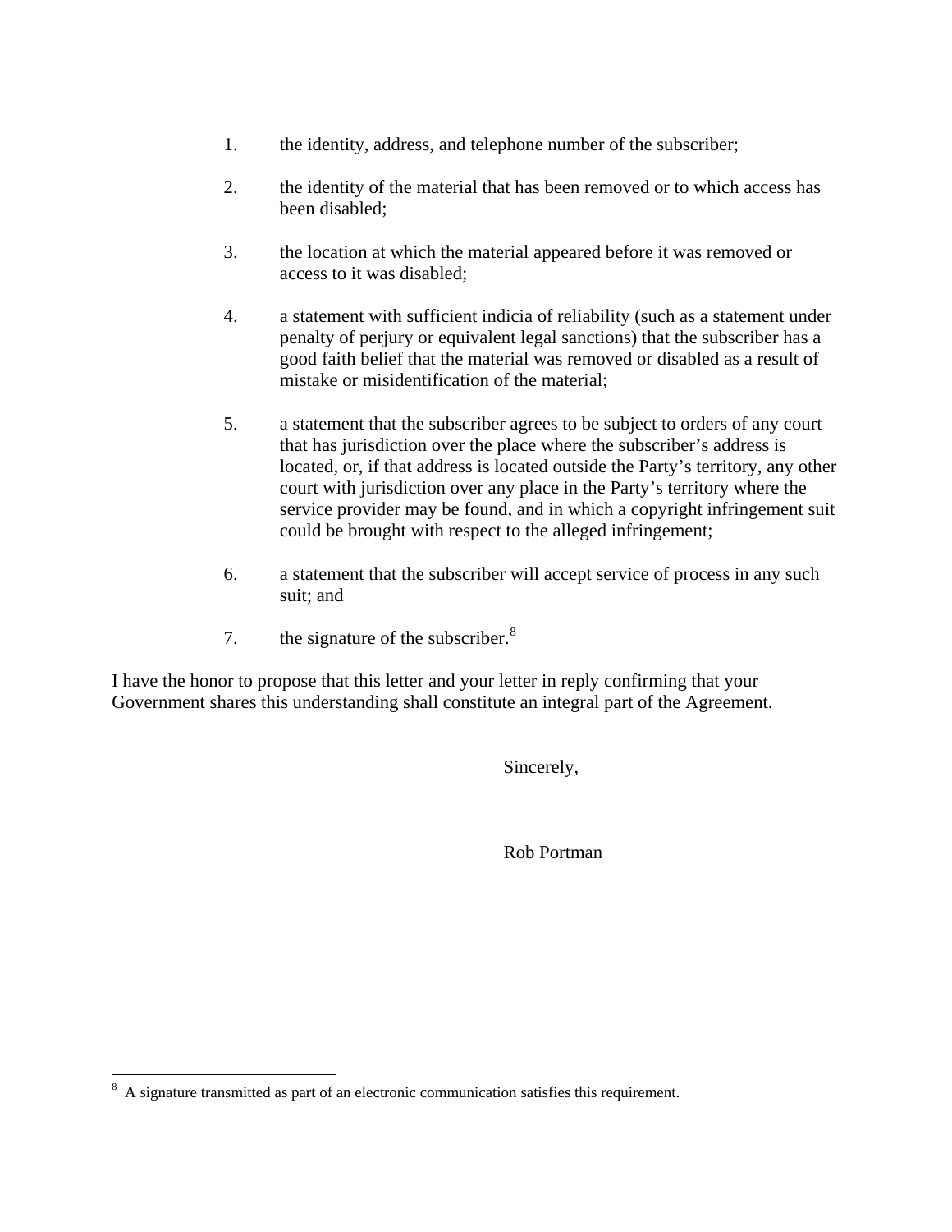1. the identity, address, and telephone number of the subscriber;

2. the identity of the material that has been removed or to which access has been disabled;

3. the location at which the material appeared before it was removed or access to it was disabled;

4. a statement with sufficient indicia of reliability (such as a statement under penalty of perjury or equivalent legal sanctions) that the subscriber has a good faith belief that the material was removed or disabled as a result of mistake or misidentification of the material;

5. a statement that the subscriber agrees to be subject to orders of any court that has jurisdiction over the place where the subscriber's address is located, or, if that address is located outside the Party's territory, any other court with jurisdiction over any place in the Party's territory where the service provider may be found, and in which a copyright infringement suit could be brought with respect to the alleged infringement;

6. a statement that the subscriber will accept service of process in any such suit; and

7. the signature of the subscriber.[8]

I have the honor to propose that this letter and your letter in reply confirming that your Government shares this understanding shall constitute an integral part of the Agreement.

Sincerely,

Rob Portman

---

[8] A signature transmitted as part of an electronic communication satisfies this requirement.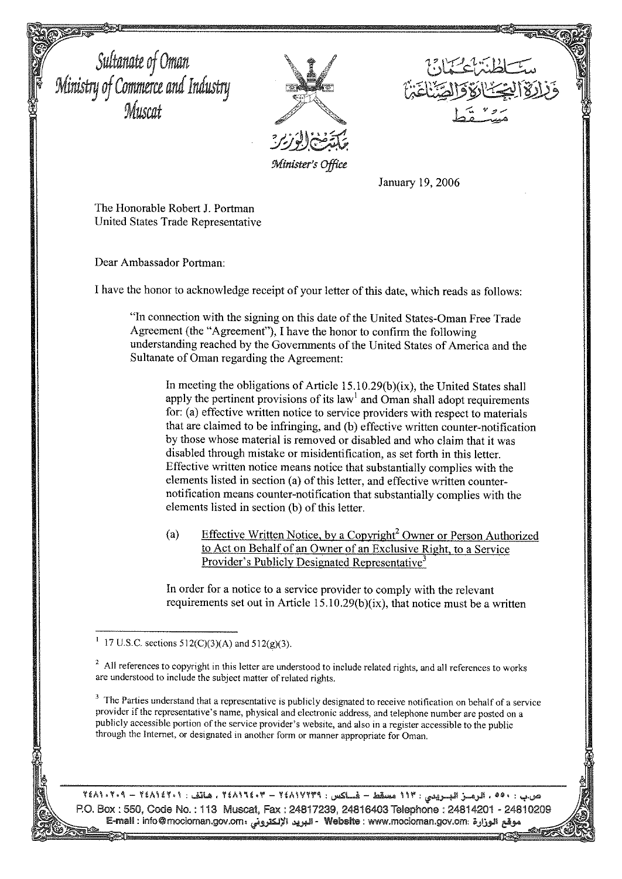Sultanate of Oman
Ministry of Commerce and Industry
Muscat

سلطنة عمان
وزارة التجارة والصناعة
مسقط

مكتب الوزير
*Minister's Office*

January 19, 2006

The Honorable Robert J. Portman
United States Trade Representative

Dear Ambassador Portman:

I have the honor to acknowledge receipt of your letter of this date, which reads as follows:

> "In connection with the signing on this date of the United States-Oman Free Trade Agreement (the "Agreement"), I have the honor to confirm the following understanding reached by the Governments of the United States of America and the Sultanate of Oman regarding the Agreement:
>
> > In meeting the obligations of Article 15.10.29(b)(ix), the United States shall apply the pertinent provisions of its law[1] and Oman shall adopt requirements for: (a) effective written notice to service providers with respect to materials that are claimed to be infringing, and (b) effective written counter-notification by those whose material is removed or disabled and who claim that it was disabled through mistake or misidentification, as set forth in this letter. Effective written notice means notice that substantially complies with the elements listed in section (a) of this letter, and effective written counter-notification means counter-notification that substantially complies with the elements listed in section (b) of this letter.
> >
> > (a) Effective Written Notice, by a Copyright[2] Owner or Person Authorized to Act on Behalf of an Owner of an Exclusive Right, to a Service Provider's Publicly Designated Representative[3]
> >
> > In order for a notice to a service provider to comply with the relevant requirements set out in Article 15.10.29(b)(ix), that notice must be a written

---

[1] 17 U.S.C. sections 512(C)(3)(A) and 512(g)(3).

[2] All references to copyright in this letter are understood to include related rights, and all references to works are understood to include the subject matter of related rights.

[3] The Parties understand that a representative is publicly designated to receive notification on behalf of a service provider if the representative's name, physical and electronic address, and telephone number are posted on a publicly accessible portion of the service provider's website, and also in a register accessible to the public through the Internet, or designated in another form or manner appropriate for Oman.

ص.ب : ٥٥٠ ، الرمز البريدي : ١١٣ مسقط – فاكس : ٢٤٨١٧٢٣٩ – ٢٤٨١٦٤٠٣ ، هاتف : ٢٤٨١٤٢٠١ – ٢٤٨١٠٢٠٩
P.O. Box : 550, Code No. : 113 Muscat, Fax : 24817239, 24816403 Telephone : 24814201 - 24810209
E-mail : info@mocioman.gov.om، البريد الإلكتروني - Website : www.mocioman.gov.om: موقع الوزارة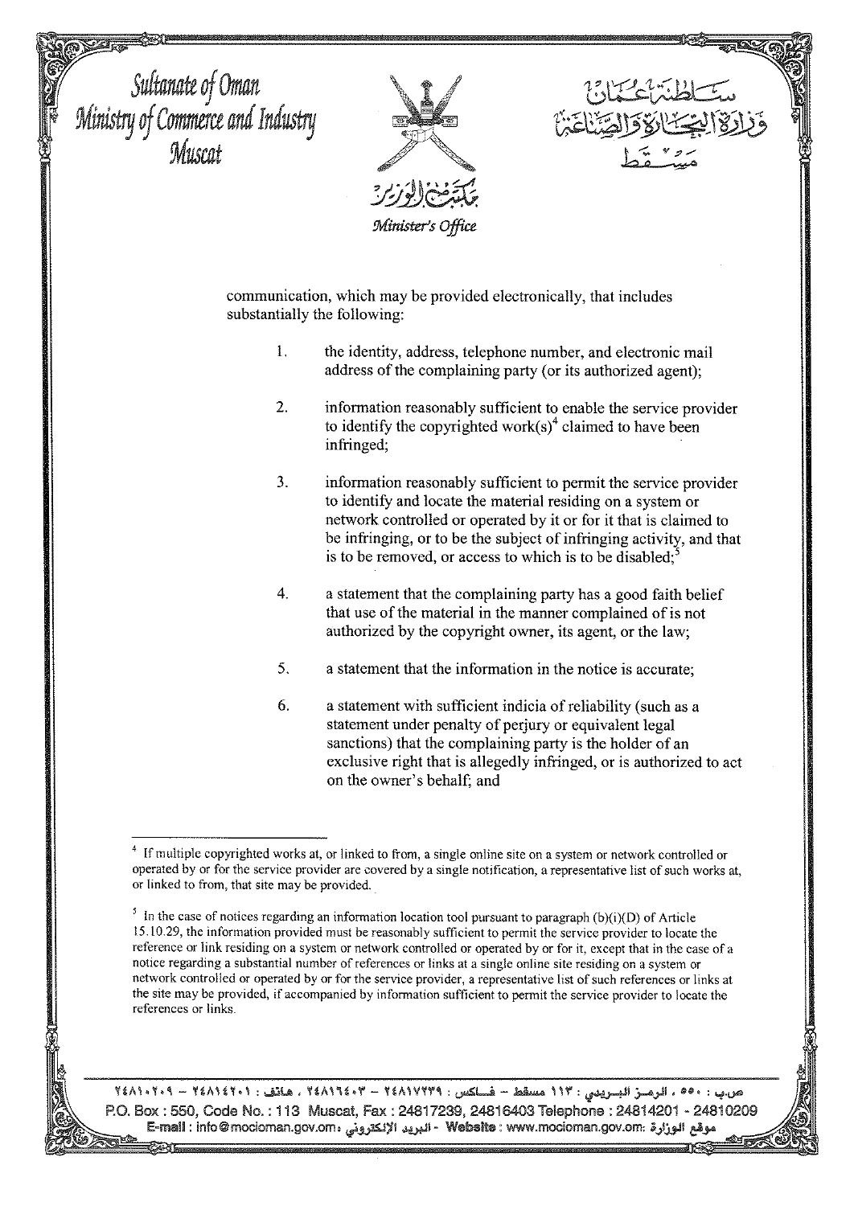communication, which may be provided electronically, that includes substantially the following:

1. the identity, address, telephone number, and electronic mail address of the complaining party (or its authorized agent);

2. information reasonably sufficient to enable the service provider to identify the copyrighted work(s)[4] claimed to have been infringed;

3. information reasonably sufficient to permit the service provider to identify and locate the material residing on a system or network controlled or operated by it or for it that is claimed to be infringing, or to be the subject of infringing activity, and that is to be removed, or access to which is to be disabled;[5]

4. a statement that the complaining party has a good faith belief that use of the material in the manner complained of is not authorized by the copyright owner, its agent, or the law;

5. a statement that the information in the notice is accurate;

6. a statement with sufficient indicia of reliability (such as a statement under penalty of perjury or equivalent legal sanctions) that the complaining party is the holder of an exclusive right that is allegedly infringed, or is authorized to act on the owner's behalf; and

---

[4] If multiple copyrighted works at, or linked to from, a single online site on a system or network controlled or operated by or for the service provider are covered by a single notification, a representative list of such works at, or linked to from, that site may be provided.

[5] In the case of notices regarding an information location tool pursuant to paragraph (b)(i)(D) of Article 15.10.29, the information provided must be reasonably sufficient to permit the service provider to locate the reference or link residing on a system or network controlled or operated by or for it, except that in the case of a notice regarding a substantial number of references or links at a single online site residing on a system or network controlled or operated by or for the service provider, a representative list of such references or links at the site may be provided, if accompanied by information sufficient to permit the service provider to locate the references or links.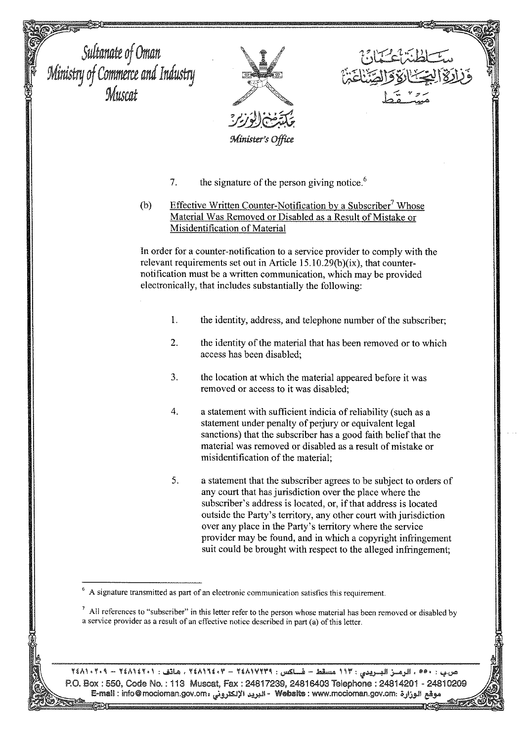7. the signature of the person giving notice.[6]

(b) Effective Written Counter-Notification by a Subscriber[7] Whose Material Was Removed or Disabled as a Result of Mistake or Misidentification of Material

In order for a counter-notification to a service provider to comply with the relevant requirements set out in Article 15.10.29(b)(ix), that counter-notification must be a written communication, which may be provided electronically, that includes substantially the following:

1. the identity, address, and telephone number of the subscriber;

2. the identity of the material that has been removed or to which access has been disabled;

3. the location at which the material appeared before it was removed or access to it was disabled;

4. a statement with sufficient indicia of reliability (such as a statement under penalty of perjury or equivalent legal sanctions) that the subscriber has a good faith belief that the material was removed or disabled as a result of mistake or misidentification of the material;

5. a statement that the subscriber agrees to be subject to orders of any court that has jurisdiction over the place where the subscriber's address is located, or, if that address is located outside the Party's territory, any other court with jurisdiction over any place in the Party's territory where the service provider may be found, and in which a copyright infringement suit could be brought with respect to the alleged infringement;

---

[6] A signature transmitted as part of an electronic communication satisfies this requirement.

[7] All references to "subscriber" in this letter refer to the person whose material has been removed or disabled by a service provider as a result of an effective notice described in part (a) of this letter.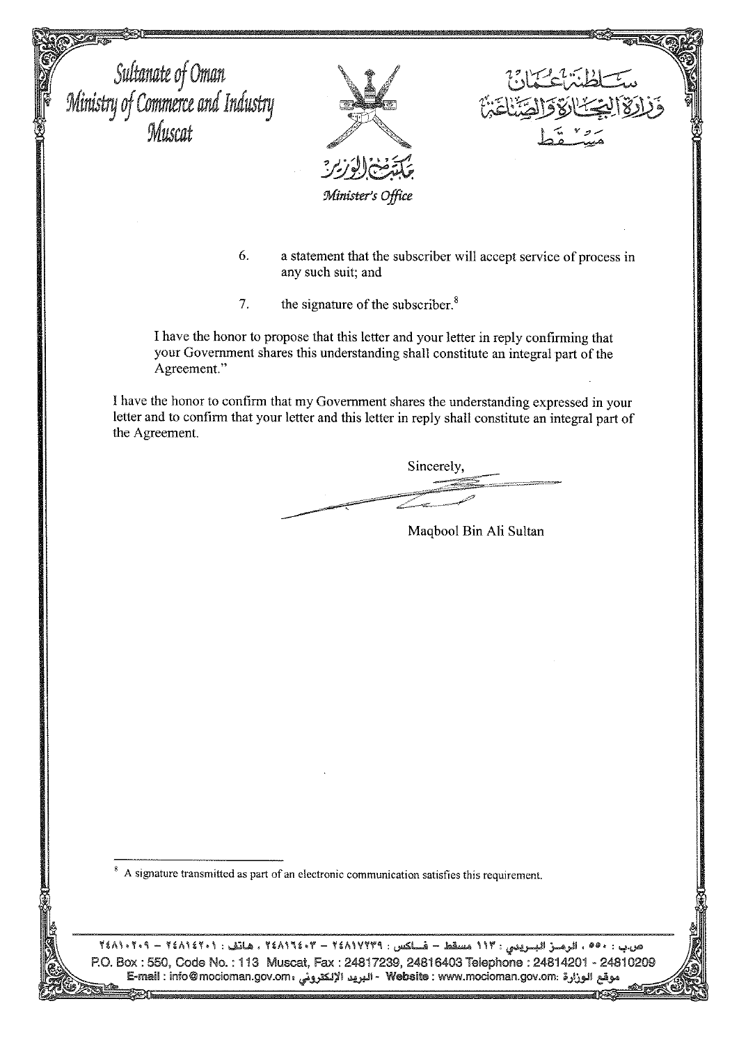Sultanate of Oman
Ministry of Commerce and Industry
Muscat

سلطنة عمان
وزارة التجارة والصناعة
مسقط

مكتب الوزير
Minister's Office

6. a statement that the subscriber will accept service of process in any such suit; and

7. the signature of the subscriber.[8]

I have the honor to propose that this letter and your letter in reply confirming that your Government shares this understanding shall constitute an integral part of the Agreement."

I have the honor to confirm that my Government shares the understanding expressed in your letter and to confirm that your letter and this letter in reply shall constitute an integral part of the Agreement.

Sincerely,

Maqbool Bin Ali Sultan

---

[8] A signature transmitted as part of an electronic communication satisfies this requirement.

ص.ب : ٥٥٠ ، الرمز البريدي : ١١٣ مسقط – فاكس : ٢٤٨١٧٢٣٩ – ٢٤٨١٦٤٠٣ ، هاتف : ٢٤٨١٤٢٠١ – ٢٤٨١٠٢٠٩
P.O. Box : 550, Code No. : 113 Muscat, Fax : 24817239, 24816403 Telephone : 24814201 - 24810209
E-mail : info@mocioman.gov.om، البريد الإلكتروني - Website : www.mocioman.gov.om: موقع الوزارة